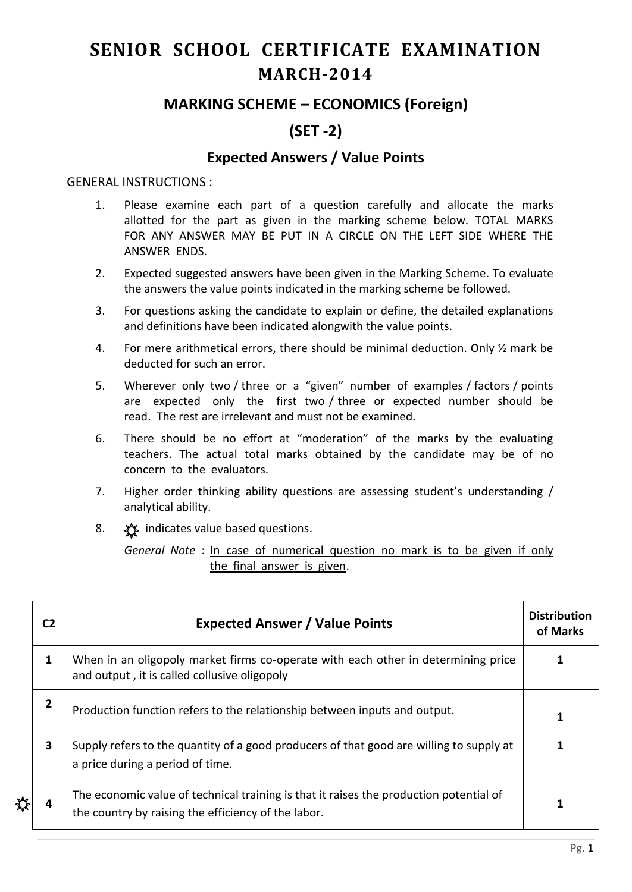# SENIOR SCHOOL CERTIFICATE EXAMINATION

## MARCH-2014

## MARKING SCHEME – ECONOMICS (Foreign)

## (SET -2)

### Expected Answers / Value Points

GENERAL INSTRUCTIONS :

1. Please examine each part of a question carefully and allocate the marks allotted for the part as given in the marking scheme below. TOTAL MARKS FOR ANY ANSWER MAY BE PUT IN A CIRCLE ON THE LEFT SIDE WHERE THE ANSWER ENDS.
2. Expected suggested answers have been given in the Marking Scheme. To evaluate the answers the value points indicated in the marking scheme be followed.
3. For questions asking the candidate to explain or define, the detailed explanations and definitions have been indicated alongwith the value points.
4. For mere arithmetical errors, there should be minimal deduction. Only ½ mark be deducted for such an error.
5. Wherever only two / three or a "given" number of examples / factors / points are expected only the first two / three or expected number should be read. The rest are irrelevant and must not be examined.
6. There should be no effort at "moderation" of the marks by the evaluating teachers. The actual total marks obtained by the candidate may be of no concern to the evaluators.
7. Higher order thinking ability questions are assessing student's understanding / analytical ability.
8. ☼ indicates value based questions.

   *General Note* : In case of numerical question no mark is to be given if only the final answer is given.

| C2 | Expected Answer / Value Points | Distribution of Marks |
|---|---|---|
| 1 | When in an oligopoly market firms co-operate with each other in determining price and output , it is called collusive oligopoly | 1 |
| 2 | Production function refers to the relationship between inputs and output. | 1 |
| 3 | Supply refers to the quantity of a good producers of that good are willing to supply at a price during a period of time. | 1 |
| ☼ 4 | The economic value of technical training is that it raises the production potential of the country by raising the efficiency of the labor. | 1 |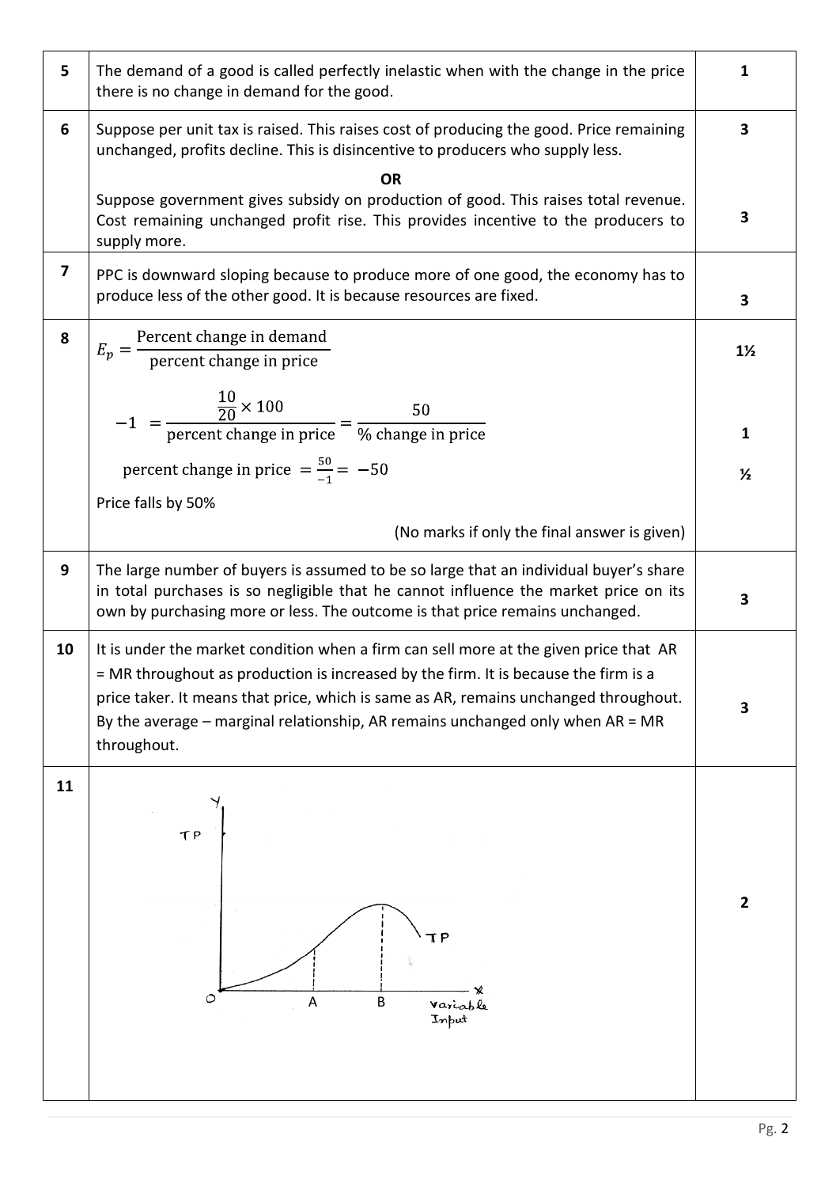| | | |
|---|---|---|
| 5 | The demand of a good is called perfectly inelastic when with the change in the price there is no change in demand for the good. | 1 |
| 6 | Suppose per unit tax is raised. This raises cost of producing the good. Price remaining unchanged, profits decline. This is disincentive to producers who supply less. **OR** Suppose government gives subsidy on production of good. This raises total revenue. Cost remaining unchanged profit rise. This provides incentive to the producers to supply more. | 3 / 3 |
| 7 | PPC is downward sloping because to produce more of one good, the economy has to produce less of the other good. It is because resources are fixed. | 3 |
| 8 | $E_p = \frac{\text{Percent change in demand}}{\text{percent change in price}}$ <br> $-1 = \frac{\frac{10}{20} \times 100}{\text{percent change in price}} = \frac{50}{\text{\% change in price}}$ <br> percent change in price $= \frac{50}{-1} = -50$ <br> Price falls by 50% <br> (No marks if only the final answer is given) | 1½ <br> 1 <br> ½ |
| 9 | The large number of buyers is assumed to be so large that an individual buyer's share in total purchases is so negligible that he cannot influence the market price on its own by purchasing more or less. The outcome is that price remains unchanged. | 3 |
| 10 | It is under the market condition when a firm can sell more at the given price that AR = MR throughout as production is increased by the firm. It is because the firm is a price taker. It means that price, which is same as AR, remains unchanged throughout. By the average – marginal relationship, AR remains unchanged only when AR = MR throughout. | 3 |
| 11 | Y <br> TP <br> TP <br> O A B X <br> Variable Input | 2 |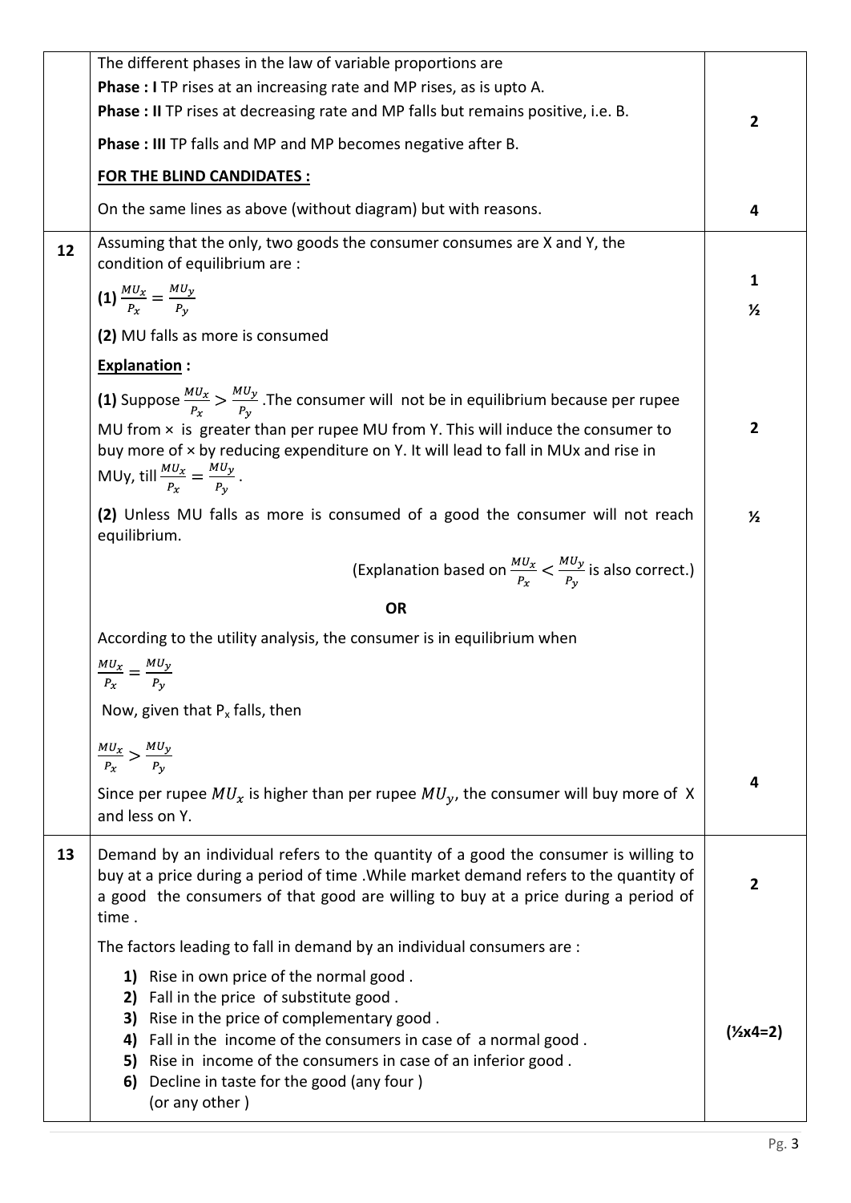| | | |
|---|---|---|
| | The different phases in the law of variable proportions are<br>**Phase : I** TP rises at an increasing rate and MP rises, as is upto A.<br>**Phase : II** TP rises at decreasing rate and MP falls but remains positive, i.e. B.<br>**Phase : III** TP falls and MP and MP becomes negative after B. | **2** |
| | **FOR THE BLIND CANDIDATES :**<br>On the same lines as above (without diagram) but with reasons. | **4** |
| **12** | Assuming that the only, two goods the consumer consumes are X and Y, the condition of equilibrium are :<br>**(1)** $\frac{MU_x}{P_x} = \frac{MU_y}{P_y}$<br>**(2)** MU falls as more is consumed | **1**<br>**½** |
| | **Explanation :**<br>**(1)** Suppose $\frac{MU_x}{P_x} > \frac{MU_y}{P_y}$ .The consumer will not be in equilibrium because per rupee MU from × is greater than per rupee MU from Y. This will induce the consumer to buy more of × by reducing expenditure on Y. It will lead to fall in MUx and rise in MUy, till $\frac{MU_x}{P_x} = \frac{MU_y}{P_y}$. | **2** |
| | **(2)** Unless MU falls as more is consumed of a good the consumer will not reach equilibrium.<br>(Explanation based on $\frac{MU_x}{P_x} < \frac{MU_y}{P_y}$ is also correct.) | **½** |
| | **OR**<br>According to the utility analysis, the consumer is in equilibrium when<br>$\frac{MU_x}{P_x} = \frac{MU_y}{P_y}$<br>Now, given that $P_x$ falls, then<br>$\frac{MU_x}{P_x} > \frac{MU_y}{P_y}$<br>Since per rupee $MU_x$ is higher than per rupee $MU_y$, the consumer will buy more of X and less on Y. | **4** |
| **13** | Demand by an individual refers to the quantity of a good the consumer is willing to buy at a price during a period of time .While market demand refers to the quantity of a good the consumers of that good are willing to buy at a price during a period of time . | **2** |
| | The factors leading to fall in demand by an individual consumers are :<br>**1)** Rise in own price of the normal good .<br>**2)** Fall in the price of substitute good .<br>**3)** Rise in the price of complementary good .<br>**4)** Fall in the income of the consumers in case of a normal good .<br>**5)** Rise in income of the consumers in case of an inferior good .<br>**6)** Decline in taste for the good (any four )<br>(or any other ) | **(½x4=2)** |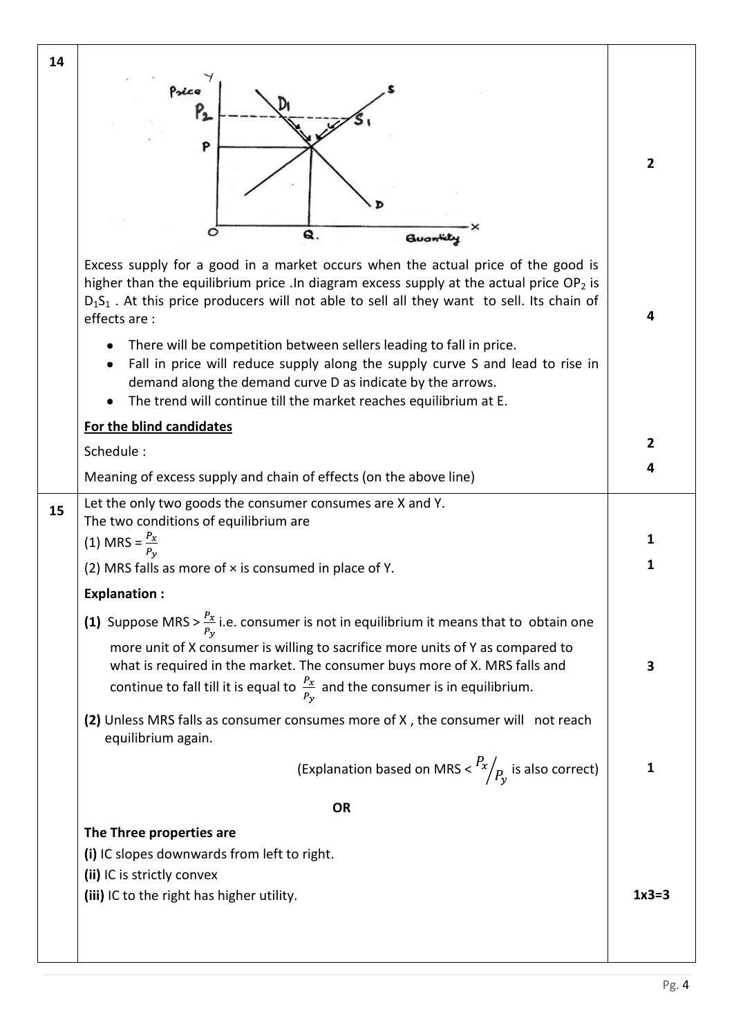| | | |
|---|---|---|
| 14 | Price<br>Y<br>$P_2$<br>P<br>O<br>Q.<br>Quantity<br>X<br>$D_1$<br>$S_1$<br>S<br>D | 2 |
| | Excess supply for a good in a market occurs when the actual price of the good is higher than the equilibrium price .In diagram excess supply at the actual price $OP_2$ is $D_1S_1$ . At this price producers will not able to sell all they want to sell. Its chain of effects are :<br>• There will be competition between sellers leading to fall in price.<br>• Fall in price will reduce supply along the supply curve S and lead to rise in demand along the demand curve D as indicate by the arrows.<br>• The trend will continue till the market reaches equilibrium at E. | 4 |
| | **For the blind candidates**<br>Schedule :<br>Meaning of excess supply and chain of effects (on the above line) | 2<br>4 |
| 15 | Let the only two goods the consumer consumes are X and Y.<br>The two conditions of equilibrium are<br>(1) MRS = $\frac{P_x}{P_y}$<br>(2) MRS falls as more of × is consumed in place of Y. | 1<br>1 |
| | **Explanation :**<br>**(1)** Suppose MRS > $\frac{P_x}{P_y}$ i.e. consumer is not in equilibrium it means that to obtain one more unit of X consumer is willing to sacrifice more units of Y as compared to what is required in the market. The consumer buys more of X. MRS falls and continue to fall till it is equal to $\frac{P_x}{P_y}$ and the consumer is in equilibrium. | 3 |
| | **(2)** Unless MRS falls as consumer consumes more of X , the consumer will not reach equilibrium again.<br>(Explanation based on MRS < $P_x/P_y$ is also correct) | 1 |
| | **OR** | |
| | **The Three properties are**<br>**(i)** IC slopes downwards from left to right.<br>**(ii)** IC is strictly convex<br>**(iii)** IC to the right has higher utility. | 1x3=3 |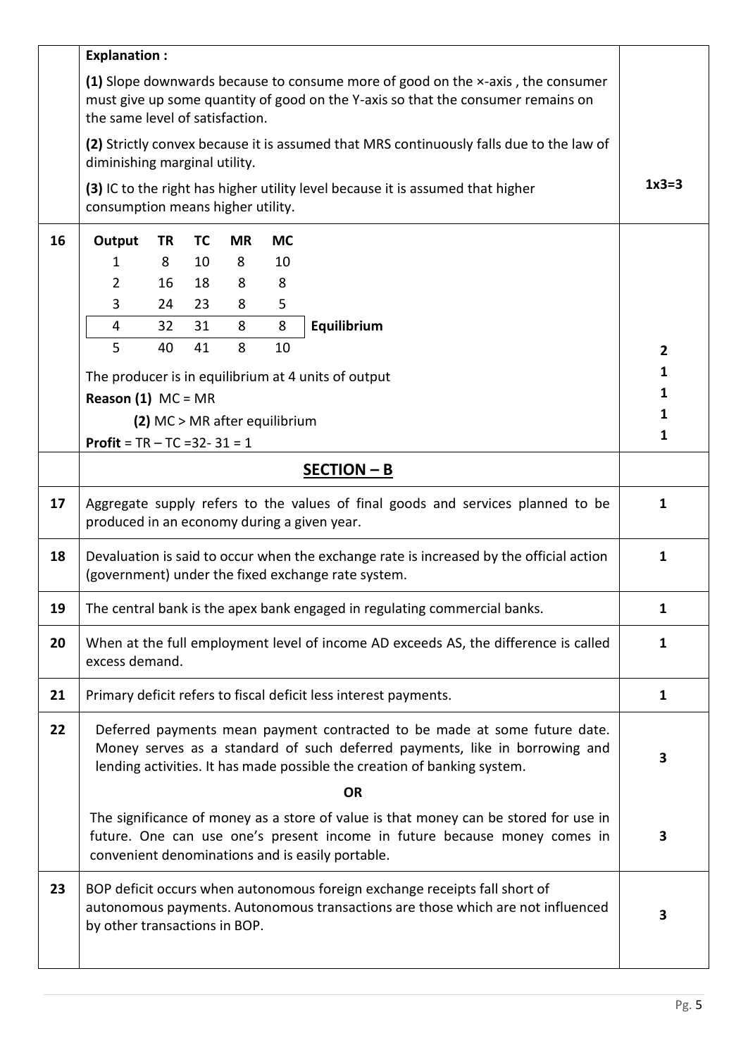| | | |
|---|---|---|
| | **Explanation :**<br><br>**(1)** Slope downwards because to consume more of good on the ×-axis , the consumer must give up some quantity of good on the Y-axis so that the consumer remains on the same level of satisfaction.<br><br>**(2)** Strictly convex because it is assumed that MRS continuously falls due to the law of diminishing marginal utility.<br><br>**(3)** IC to the right has higher utility level because it is assumed that higher consumption means higher utility. | 1x3=3 |
| 16 | Output / TR / TC / MR / MC:<br>1, 8, 10, 8, 10<br>2, 16, 18, 8, 8<br>3, 24, 23, 8, 5<br>4, 32, 31, 8, 8 — **Equilibrium**<br>5, 40, 41, 8, 10<br><br>The producer is in equilibrium at 4 units of output<br>**Reason (1)** MC = MR<br>**(2)** MC > MR after equilibrium<br>**Profit** = TR – TC =32- 31 = 1 | 2<br>1<br>1<br>1<br>1 |
| | **SECTION – B** | |
| 17 | Aggregate supply refers to the values of final goods and services planned to be produced in an economy during a given year. | 1 |
| 18 | Devaluation is said to occur when the exchange rate is increased by the official action (government) under the fixed exchange rate system. | 1 |
| 19 | The central bank is the apex bank engaged in regulating commercial banks. | 1 |
| 20 | When at the full employment level of income AD exceeds AS, the difference is called excess demand. | 1 |
| 21 | Primary deficit refers to fiscal deficit less interest payments. | 1 |
| 22 | Deferred payments mean payment contracted to be made at some future date. Money serves as a standard of such deferred payments, like in borrowing and lending activities. It has made possible the creation of banking system. | 3 |
| | **OR** | |
| | The significance of money as a store of value is that money can be stored for use in future. One can use one's present income in future because money comes in convenient denominations and is easily portable. | 3 |
| 23 | BOP deficit occurs when autonomous foreign exchange receipts fall short of autonomous payments. Autonomous transactions are those which are not influenced by other transactions in BOP. | 3 |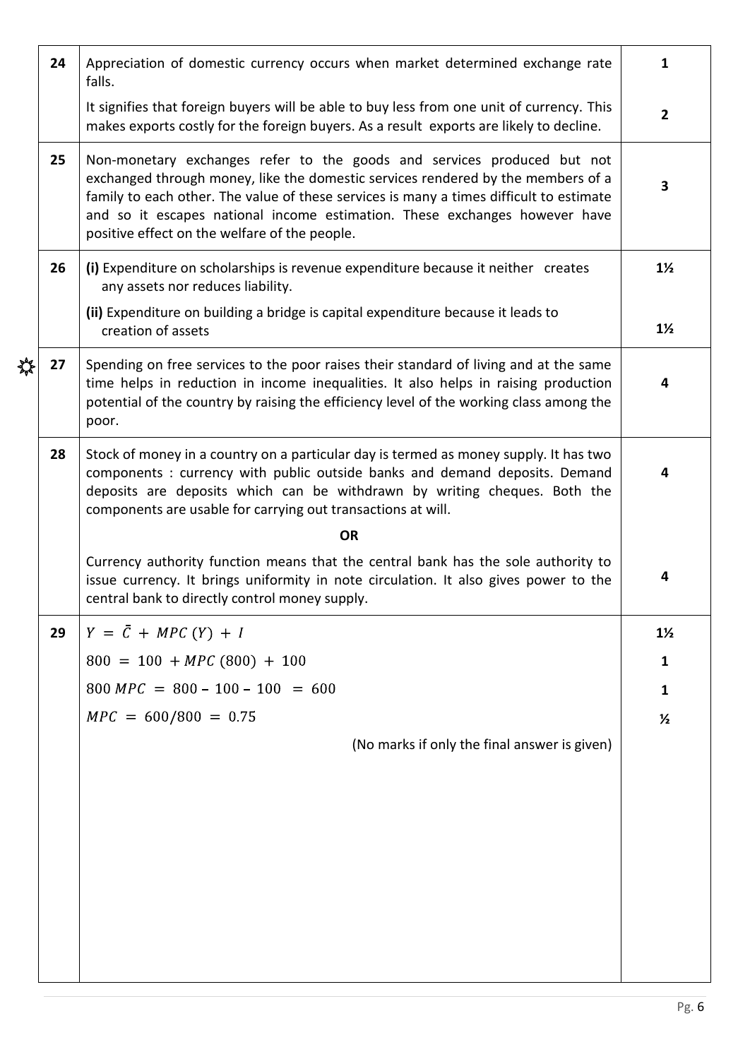| | | |
|---|---|---|
| 24 | Appreciation of domestic currency occurs when market determined exchange rate falls.<br>It signifies that foreign buyers will be able to buy less from one unit of currency. This makes exports costly for the foreign buyers. As a result exports are likely to decline. | 1<br><br>2 |
| 25 | Non-monetary exchanges refer to the goods and services produced but not exchanged through money, like the domestic services rendered by the members of a family to each other. The value of these services is many a times difficult to estimate and so it escapes national income estimation. These exchanges however have positive effect on the welfare of the people. | 3 |
| 26 | **(i)** Expenditure on scholarships is revenue expenditure because it neither creates any assets nor reduces liability.<br>**(ii)** Expenditure on building a bridge is capital expenditure because it leads to creation of assets | 1½<br><br>1½ |
| 27 | Spending on free services to the poor raises their standard of living and at the same time helps in reduction in income inequalities. It also helps in raising production potential of the country by raising the efficiency level of the working class among the poor. | 4 |
| 28 | Stock of money in a country on a particular day is termed as money supply. It has two components : currency with public outside banks and demand deposits. Demand deposits are deposits which can be withdrawn by writing cheques. Both the components are usable for carrying out transactions at will.<br>**OR**<br>Currency authority function means that the central bank has the sole authority to issue currency. It brings uniformity in note circulation. It also gives power to the central bank to directly control money supply. | 4<br><br><br>4 |
| 29 | $Y = \bar{C} + MPC\,(Y) + I$<br>$800 = 100 + MPC\,(800) + 100$<br>$800\,MPC = 800 - 100 - 100 = 600$<br>$MPC = 600/800 = 0.75$<br>(No marks if only the final answer is given) | 1½<br>1<br>1<br>½ |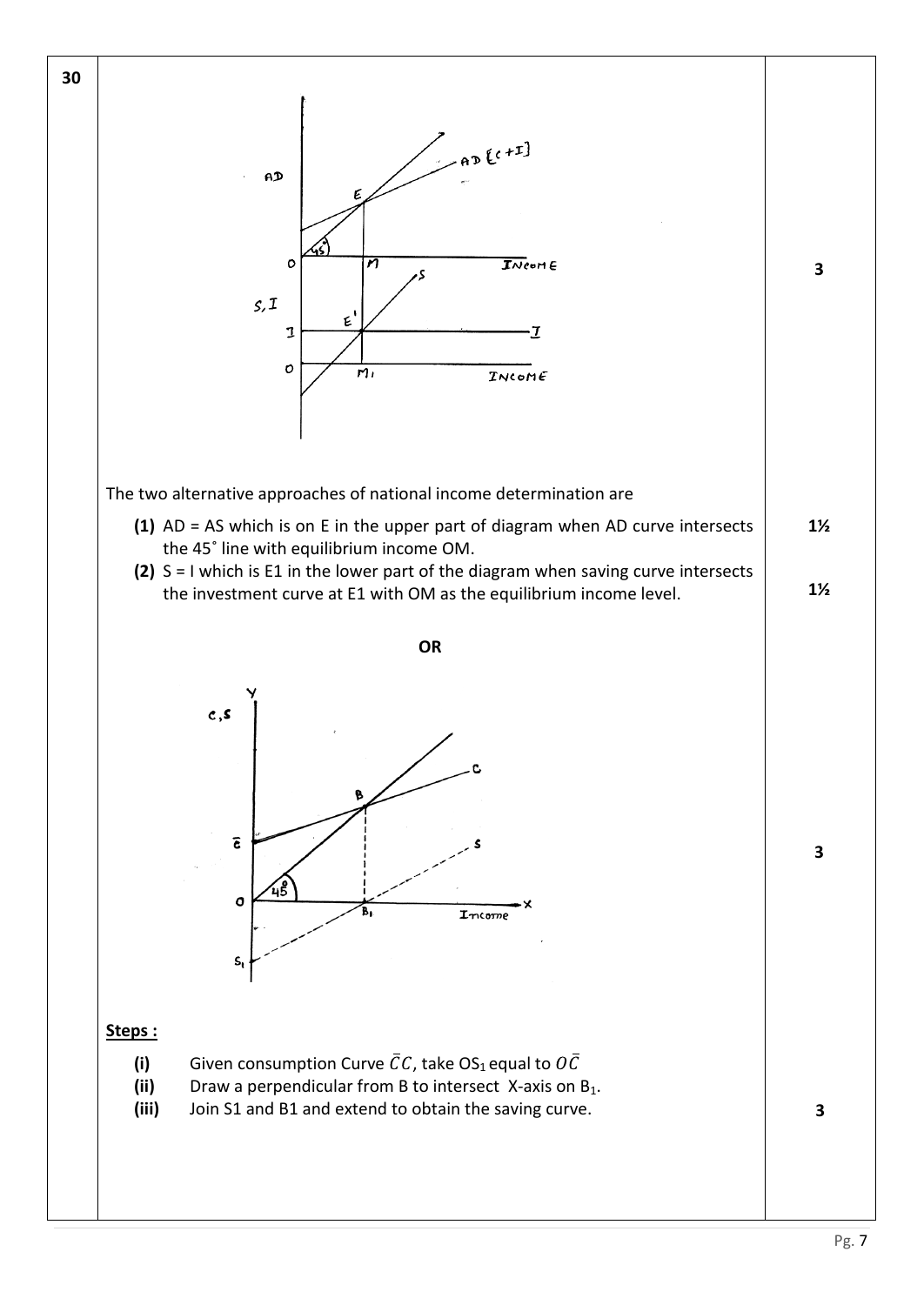**30**

AD

AD [C+I]

E

45°

O

M

INCOME

S

S, I

I

E'

I

O

M₁

INCOME

3

The two alternative approaches of national income determination are

**(1)** AD = AS which is on E in the upper part of diagram when AD curve intersects the 45˚ line with equilibrium income OM. **1½**

**(2)** S = I which is E1 in the lower part of the diagram when saving curve intersects the investment curve at E1 with OM as the equilibrium income level. **1½**

**OR**

Y

C, S

C

B

$\bar{c}$

S

O

45°

$B_1$

X

Income

$S_1$

3

**Steps :**

**(i)** Given consumption Curve $\bar{C}C$, take $OS_1$ equal to $O\bar{C}$

**(ii)** Draw a perpendicular from B to intersect X-axis on $B_1$.

**(iii)** Join S1 and B1 and extend to obtain the saving curve.

**3**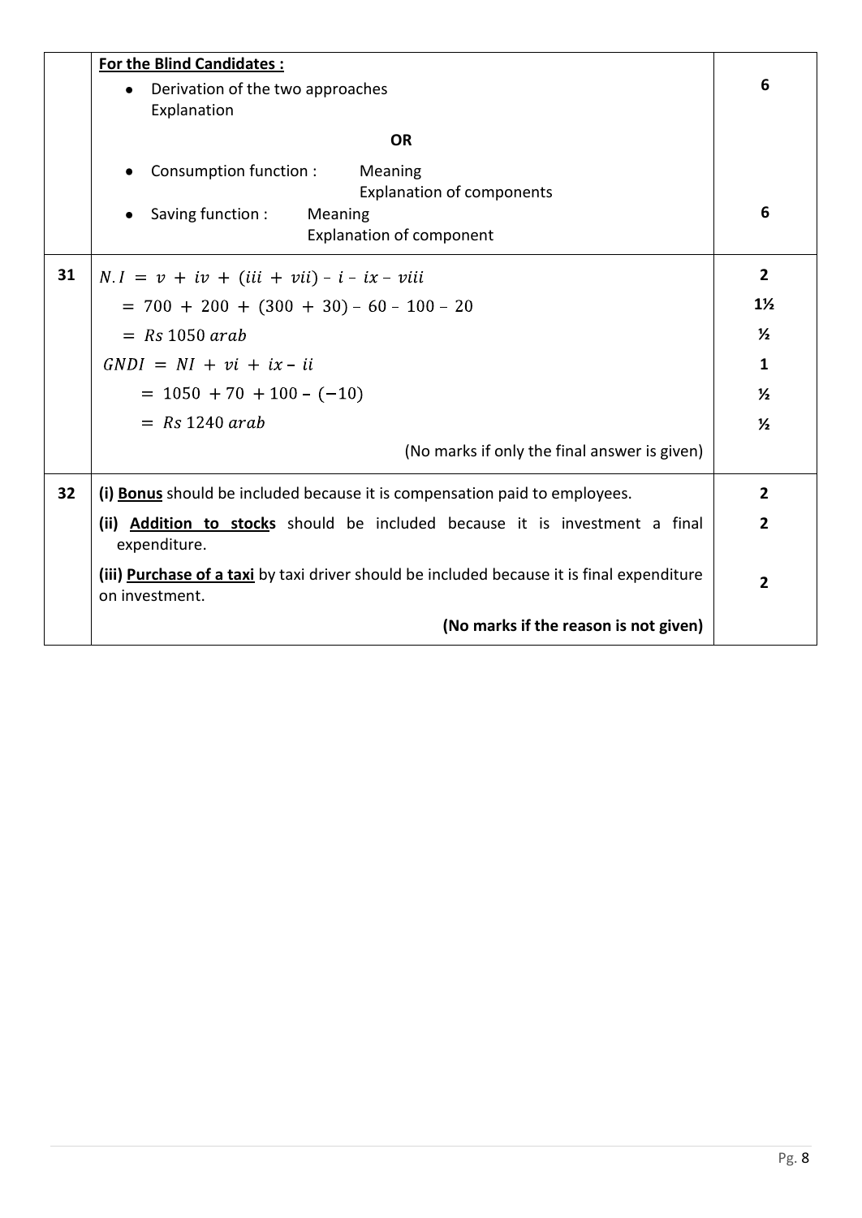| | | |
|---|---|---|
| | **For the Blind Candidates :**<br>• Derivation of the two approaches<br>Explanation | 6 |
| | **OR** | |
| | • Consumption function : Meaning<br>Explanation of components<br>• Saving function : Meaning<br>Explanation of component | 6 |
| 31 | $N.I = v + iv + (iii + vii) - i - ix - viii$ | 2 |
| | $= 700 + 200 + (300 + 30) - 60 - 100 - 20$ | 1½ |
| | $= Rs\ 1050\ arab$ | ½ |
| | $GNDI = NI + vi + ix - ii$ | 1 |
| | $= 1050 + 70 + 100 - (-10)$ | ½ |
| | $= Rs\ 1240\ arab$ | ½ |
| | (No marks if only the final answer is given) | |
| 32 | **(i) Bonus** should be included because it is compensation paid to employees. | 2 |
| | **(ii) Addition to stocks** should be included because it is investment a final expenditure. | 2 |
| | **(iii) Purchase of a taxi** by taxi driver should be included because it is final expenditure on investment. | 2 |
| | **(No marks if the reason is not given)** | |